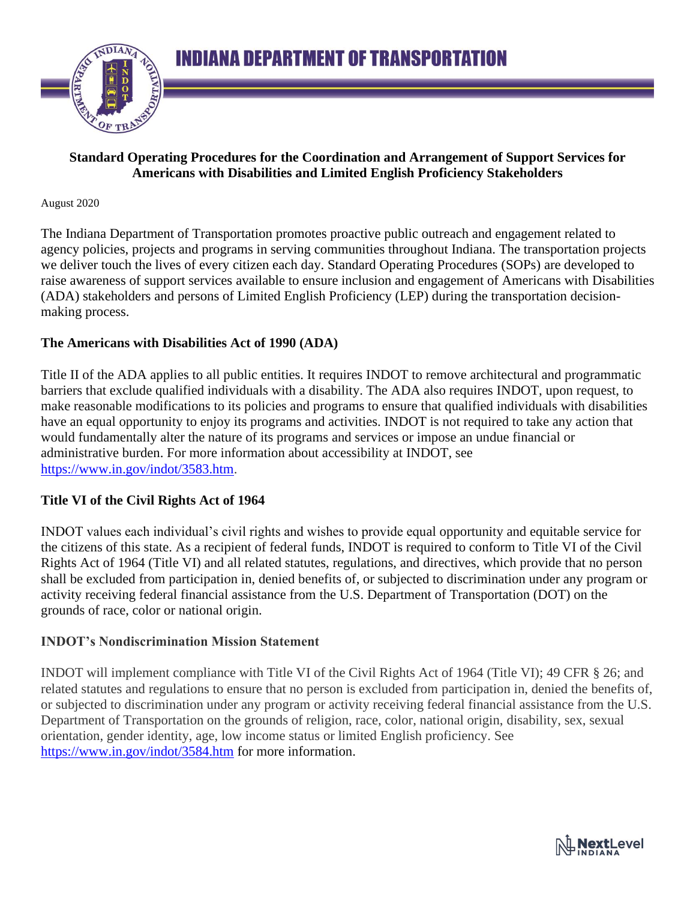# INDIANA DEPARTMENT OF TRANSPORTATION

**Standard Operating Procedures for the Coordination and Arrangement of Support Services for Americans with Disabilities and Limited English Proficiency Stakeholders**

August 2020

The Indiana Department of Transportation promotes proactive public outreach and engagement related to agency policies, projects and programs in serving communities throughout Indiana. The transportation projects we deliver touch the lives of every citizen each day. Standard Operating Procedures (SOPs) are developed to raise awareness of support services available to ensure inclusion and engagement of Americans with Disabilities (ADA) stakeholders and persons of Limited English Proficiency (LEP) during the transportation decision-making process.

## The Americans with Disabilities Act of 1990 (ADA)

Title II of the ADA applies to all public entities. It requires INDOT to remove architectural and programmatic barriers that exclude qualified individuals with a disability. The ADA also requires INDOT, upon request, to make reasonable modifications to its policies and programs to ensure that qualified individuals with disabilities have an equal opportunity to enjoy its programs and activities. INDOT is not required to take any action that would fundamentally alter the nature of its programs and services or impose an undue financial or administrative burden. For more information about accessibility at INDOT, see https://www.in.gov/indot/3583.htm.

## Title VI of the Civil Rights Act of 1964

INDOT values each individual's civil rights and wishes to provide equal opportunity and equitable service for the citizens of this state. As a recipient of federal funds, INDOT is required to conform to Title VI of the Civil Rights Act of 1964 (Title VI) and all related statutes, regulations, and directives, which provide that no person shall be excluded from participation in, denied benefits of, or subjected to discrimination under any program or activity receiving federal financial assistance from the U.S. Department of Transportation (DOT) on the grounds of race, color or national origin.

### INDOT's Nondiscrimination Mission Statement

INDOT will implement compliance with Title VI of the Civil Rights Act of 1964 (Title VI); 49 CFR § 26; and related statutes and regulations to ensure that no person is excluded from participation in, denied the benefits of, or subjected to discrimination under any program or activity receiving federal financial assistance from the U.S. Department of Transportation on the grounds of religion, race, color, national origin, disability, sex, sexual orientation, gender identity, age, low income status or limited English proficiency. See https://www.in.gov/indot/3584.htm for more information.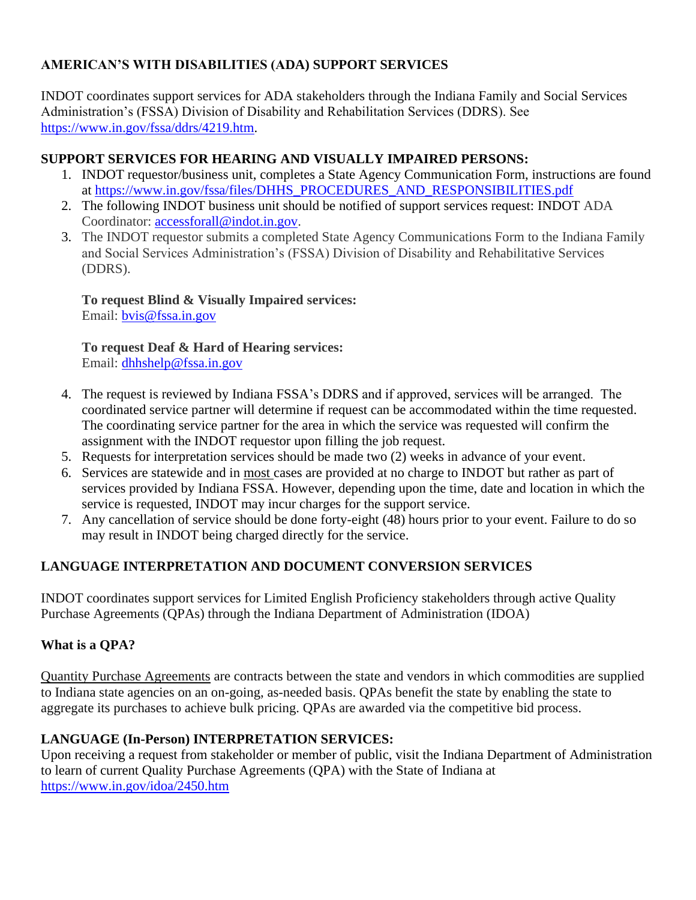## AMERICAN'S WITH DISABILITIES (ADA) SUPPORT SERVICES

INDOT coordinates support services for ADA stakeholders through the Indiana Family and Social Services Administration's (FSSA) Division of Disability and Rehabilitation Services (DDRS). See https://www.in.gov/fssa/ddrs/4219.htm.

### SUPPORT SERVICES FOR HEARING AND VISUALLY IMPAIRED PERSONS:

1. INDOT requestor/business unit, completes a State Agency Communication Form, instructions are found at https://www.in.gov/fssa/files/DHHS_PROCEDURES_AND_RESPONSIBILITIES.pdf
2. The following INDOT business unit should be notified of support services request: INDOT ADA Coordinator: accessforall@indot.in.gov.
3. The INDOT requestor submits a completed State Agency Communications Form to the Indiana Family and Social Services Administration's (FSSA) Division of Disability and Rehabilitative Services (DDRS).

   **To request Blind & Visually Impaired services:**
   Email: bvis@fssa.in.gov

   **To request Deaf & Hard of Hearing services:**
   Email: dhhshelp@fssa.in.gov

4. The request is reviewed by Indiana FSSA's DDRS and if approved, services will be arranged. The coordinated service partner will determine if request can be accommodated within the time requested. The coordinating service partner for the area in which the service was requested will confirm the assignment with the INDOT requestor upon filling the job request.
5. Requests for interpretation services should be made two (2) weeks in advance of your event.
6. Services are statewide and in most cases are provided at no charge to INDOT but rather as part of services provided by Indiana FSSA. However, depending upon the time, date and location in which the service is requested, INDOT may incur charges for the support service.
7. Any cancellation of service should be done forty-eight (48) hours prior to your event. Failure to do so may result in INDOT being charged directly for the service.

## LANGUAGE INTERPRETATION AND DOCUMENT CONVERSION SERVICES

INDOT coordinates support services for Limited English Proficiency stakeholders through active Quality Purchase Agreements (QPAs) through the Indiana Department of Administration (IDOA)

### What is a QPA?

Quantity Purchase Agreements are contracts between the state and vendors in which commodities are supplied to Indiana state agencies on an on-going, as-needed basis. QPAs benefit the state by enabling the state to aggregate its purchases to achieve bulk pricing. QPAs are awarded via the competitive bid process.

### LANGUAGE (In-Person) INTERPRETATION SERVICES:

Upon receiving a request from stakeholder or member of public, visit the Indiana Department of Administration to learn of current Quality Purchase Agreements (QPA) with the State of Indiana at https://www.in.gov/idoa/2450.htm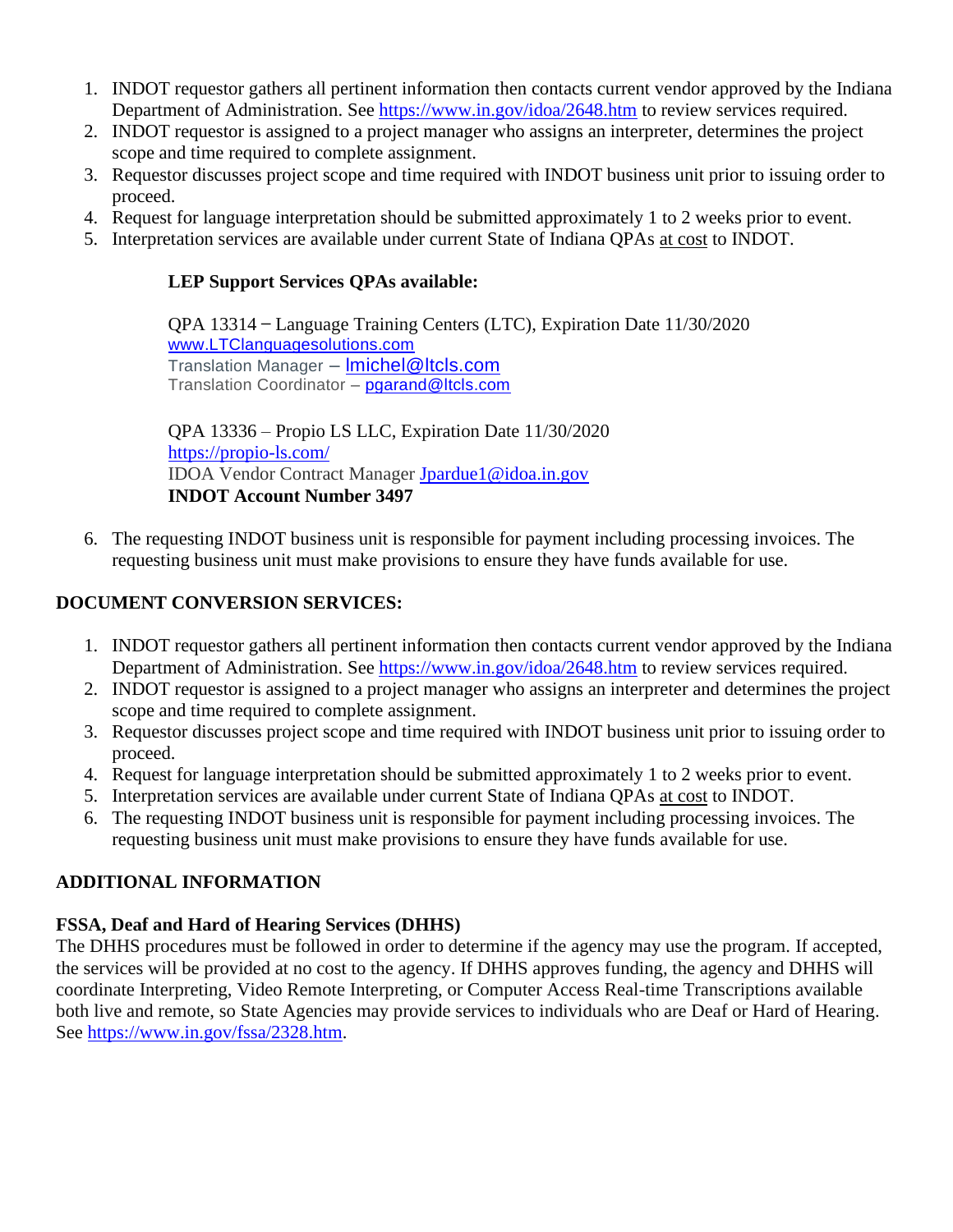1. INDOT requestor gathers all pertinent information then contacts current vendor approved by the Indiana Department of Administration. See https://www.in.gov/idoa/2648.htm to review services required.
2. INDOT requestor is assigned to a project manager who assigns an interpreter, determines the project scope and time required to complete assignment.
3. Requestor discusses project scope and time required with INDOT business unit prior to issuing order to proceed.
4. Request for language interpretation should be submitted approximately 1 to 2 weeks prior to event.
5. Interpretation services are available under current State of Indiana QPAs at cost to INDOT.

   **LEP Support Services QPAs available:**

   QPA 13314 – Language Training Centers (LTC), Expiration Date 11/30/2020
   www.LTClanguagesolutions.com
   Translation Manager – lmichel@ltcls.com
   Translation Coordinator – pgarand@ltcls.com

   QPA 13336 – Propio LS LLC, Expiration Date 11/30/2020
   https://propio-ls.com/
   IDOA Vendor Contract Manager Jpardue1@idoa.in.gov
   **INDOT Account Number 3497**

6. The requesting INDOT business unit is responsible for payment including processing invoices. The requesting business unit must make provisions to ensure they have funds available for use.

## DOCUMENT CONVERSION SERVICES:

1. INDOT requestor gathers all pertinent information then contacts current vendor approved by the Indiana Department of Administration. See https://www.in.gov/idoa/2648.htm to review services required.
2. INDOT requestor is assigned to a project manager who assigns an interpreter and determines the project scope and time required to complete assignment.
3. Requestor discusses project scope and time required with INDOT business unit prior to issuing order to proceed.
4. Request for language interpretation should be submitted approximately 1 to 2 weeks prior to event.
5. Interpretation services are available under current State of Indiana QPAs at cost to INDOT.
6. The requesting INDOT business unit is responsible for payment including processing invoices. The requesting business unit must make provisions to ensure they have funds available for use.

## ADDITIONAL INFORMATION

### FSSA, Deaf and Hard of Hearing Services (DHHS)

The DHHS procedures must be followed in order to determine if the agency may use the program. If accepted, the services will be provided at no cost to the agency. If DHHS approves funding, the agency and DHHS will coordinate Interpreting, Video Remote Interpreting, or Computer Access Real-time Transcriptions available both live and remote, so State Agencies may provide services to individuals who are Deaf or Hard of Hearing. See https://www.in.gov/fssa/2328.htm.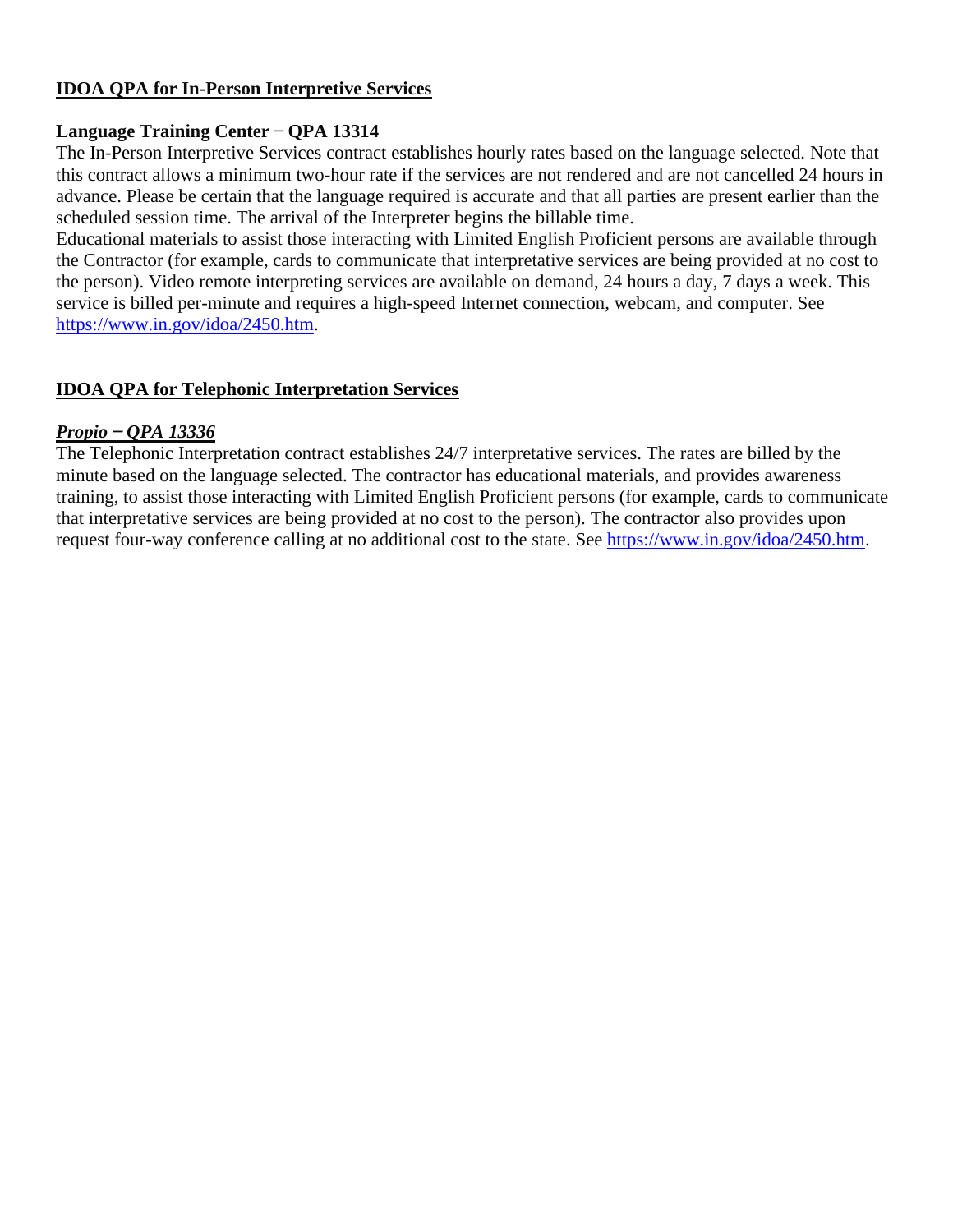**IDOA QPA for In-Person Interpretive Services**

**Language Training Center − QPA 13314**

The In-Person Interpretive Services contract establishes hourly rates based on the language selected. Note that this contract allows a minimum two-hour rate if the services are not rendered and are not cancelled 24 hours in advance. Please be certain that the language required is accurate and that all parties are present earlier than the scheduled session time. The arrival of the Interpreter begins the billable time.

Educational materials to assist those interacting with Limited English Proficient persons are available through the Contractor (for example, cards to communicate that interpretative services are being provided at no cost to the person). Video remote interpreting services are available on demand, 24 hours a day, 7 days a week. This service is billed per-minute and requires a high-speed Internet connection, webcam, and computer. See https://www.in.gov/idoa/2450.htm.

**IDOA QPA for Telephonic Interpretation Services**

***Propio − QPA 13336***

The Telephonic Interpretation contract establishes 24/7 interpretative services. The rates are billed by the minute based on the language selected. The contractor has educational materials, and provides awareness training, to assist those interacting with Limited English Proficient persons (for example, cards to communicate that interpretative services are being provided at no cost to the person). The contractor also provides upon request four-way conference calling at no additional cost to the state. See https://www.in.gov/idoa/2450.htm.